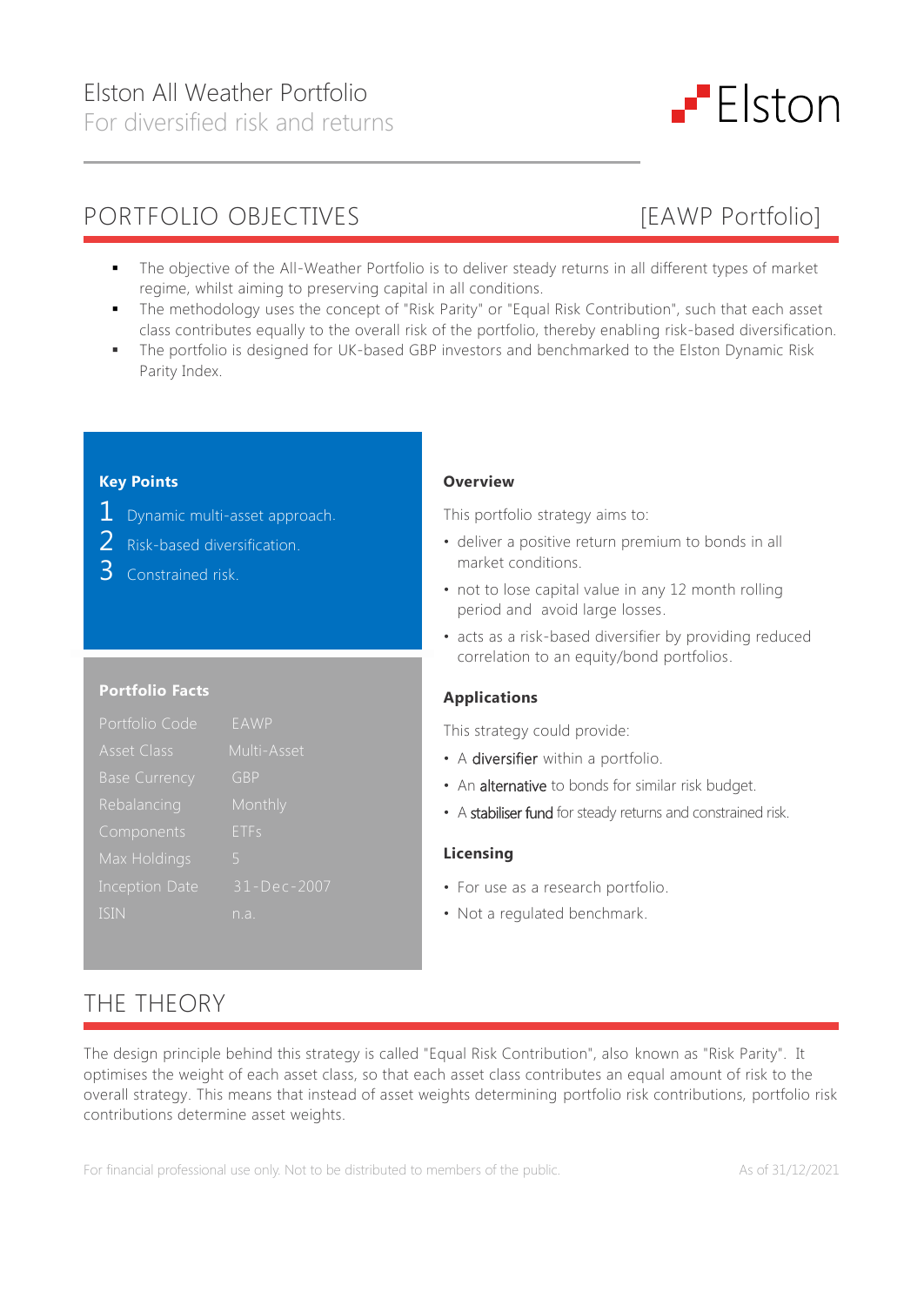# Elston All Weather Portfolio
For diversified risk and returns

Elston

## PORTFOLIO OBJECTIVES [EAWP Portfolio]

- The objective of the All-Weather Portfolio is to deliver steady returns in all different types of market regime, whilst aiming to preserving capital in all conditions.
- The methodology uses the concept of "Risk Parity" or "Equal Risk Contribution", such that each asset class contributes equally to the overall risk of the portfolio, thereby enabling risk-based diversification.
- The portfolio is designed for UK-based GBP investors and benchmarked to the Elston Dynamic Risk Parity Index.

**Key Points**

1 Dynamic multi-asset approach.
2 Risk-based diversification.
3 Constrained risk.

**Portfolio Facts**

| | |
|---|---|
| Portfolio Code | EAWP |
| Asset Class | Multi-Asset |
| Base Currency | GBP |
| Rebalancing | Monthly |
| Components | ETFs |
| Max Holdings | 5 |
| Inception Date | 31-Dec-2007 |
| ISIN | n.a. |

**Overview**

This portfolio strategy aims to:

- deliver a positive return premium to bonds in all market conditions.
- not to lose capital value in any 12 month rolling period and avoid large losses.
- acts as a risk-based diversifier by providing reduced correlation to an equity/bond portfolios.

**Applications**

This strategy could provide:

- A diversifier within a portfolio.
- An alternative to bonds for similar risk budget.
- A stabiliser fund for steady returns and constrained risk.

**Licensing**

- For use as a research portfolio.
- Not a regulated benchmark.

## THE THEORY

The design principle behind this strategy is called "Equal Risk Contribution", also known as "Risk Parity". It optimises the weight of each asset class, so that each asset class contributes an equal amount of risk to the overall strategy. This means that instead of asset weights determining portfolio risk contributions, portfolio risk contributions determine asset weights.

For financial professional use only. Not to be distributed to members of the public. As of 31/12/2021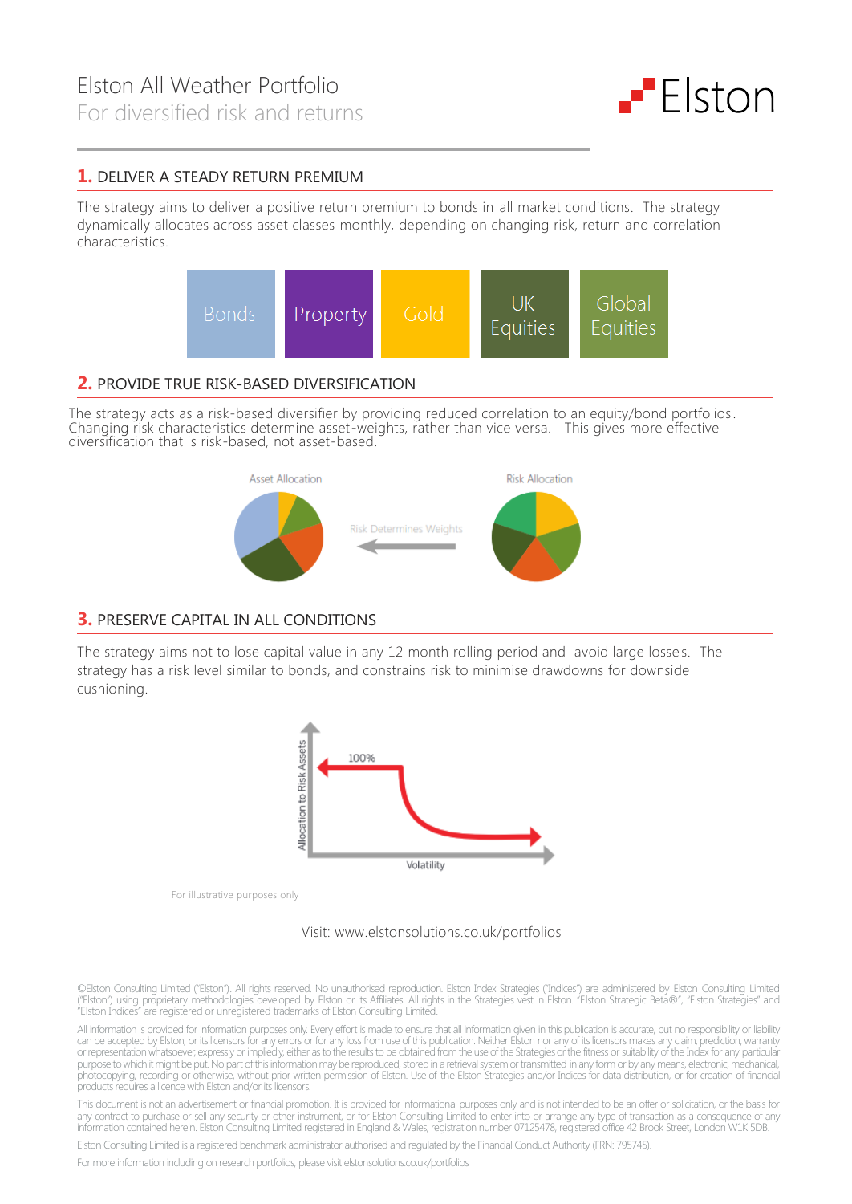# Elston All Weather Portfolio

For diversified risk and returns

Elston

## 1. DELIVER A STEADY RETURN PREMIUM

The strategy aims to deliver a positive return premium to bonds in all market conditions. The strategy dynamically allocates across asset classes monthly, depending on changing risk, return and correlation characteristics.

Bonds

Property

Gold

UK Equities

Global Equities

## 2. PROVIDE TRUE RISK-BASED DIVERSIFICATION

The strategy acts as a risk-based diversifier by providing reduced correlation to an equity/bond portfolios. Changing risk characteristics determine asset-weights, rather than vice versa. This gives more effective diversification that is risk-based, not asset-based.

Asset Allocation

Risk Determines Weights

Risk Allocation

## 3. PRESERVE CAPITAL IN ALL CONDITIONS

The strategy aims not to lose capital value in any 12 month rolling period and avoid large losses. The strategy has a risk level similar to bonds, and constrains risk to minimise drawdowns for downside cushioning.

Allocation to Risk Assets

100%

Volatility

For illustrative purposes only

Visit: www.elstonsolutions.co.uk/portfolios

©Elston Consulting Limited ("Elston"). All rights reserved. No unauthorised reproduction. Elston Index Strategies ("Indices") are administered by Elston Consulting Limited ("Elston") using proprietary methodologies developed by Elston or its Affiliates. All rights in the Strategies vest in Elston. "Elston Strategic Beta®", "Elston Strategies" and "Elston Indices" are registered or unregistered trademarks of Elston Consulting Limited.

All information is provided for information purposes only. Every effort is made to ensure that all information given in this publication is accurate, but no responsibility or liability can be accepted by Elston, or its licensors for any errors or for any loss from use of this publication. Neither Elston nor any of its licensors makes any claim, prediction, warranty or representation whatsoever, expressly or impliedly, either as to the results to be obtained from the use of the Strategies or the fitness or suitability of the Index for any particular purpose to which it might be put. No part of this information may be reproduced, stored in a retrieval system or transmitted in any form or by any means, electronic, mechanical, photocopying, recording or otherwise, without prior written permission of Elston. Use of the Elston Strategies and/or Indices for data distribution, or for creation of financial products requires a licence with Elston and/or its licensors.

This document is not an advertisement or financial promotion. It is provided for informational purposes only and is not intended to be an offer or solicitation, or the basis for any contract to purchase or sell any security or other instrument, or for Elston Consulting Limited to enter into or arrange any type of transaction as a consequence of any information contained herein. Elston Consulting Limited registered in England & Wales, registration number 07125478, registered office 42 Brook Street, London W1K 5DB.

Elston Consulting Limited is a registered benchmark administrator authorised and regulated by the Financial Conduct Authority (FRN: 795745).

For more information including on research portfolios, please visit elstonsolutions.co.uk/portfolios